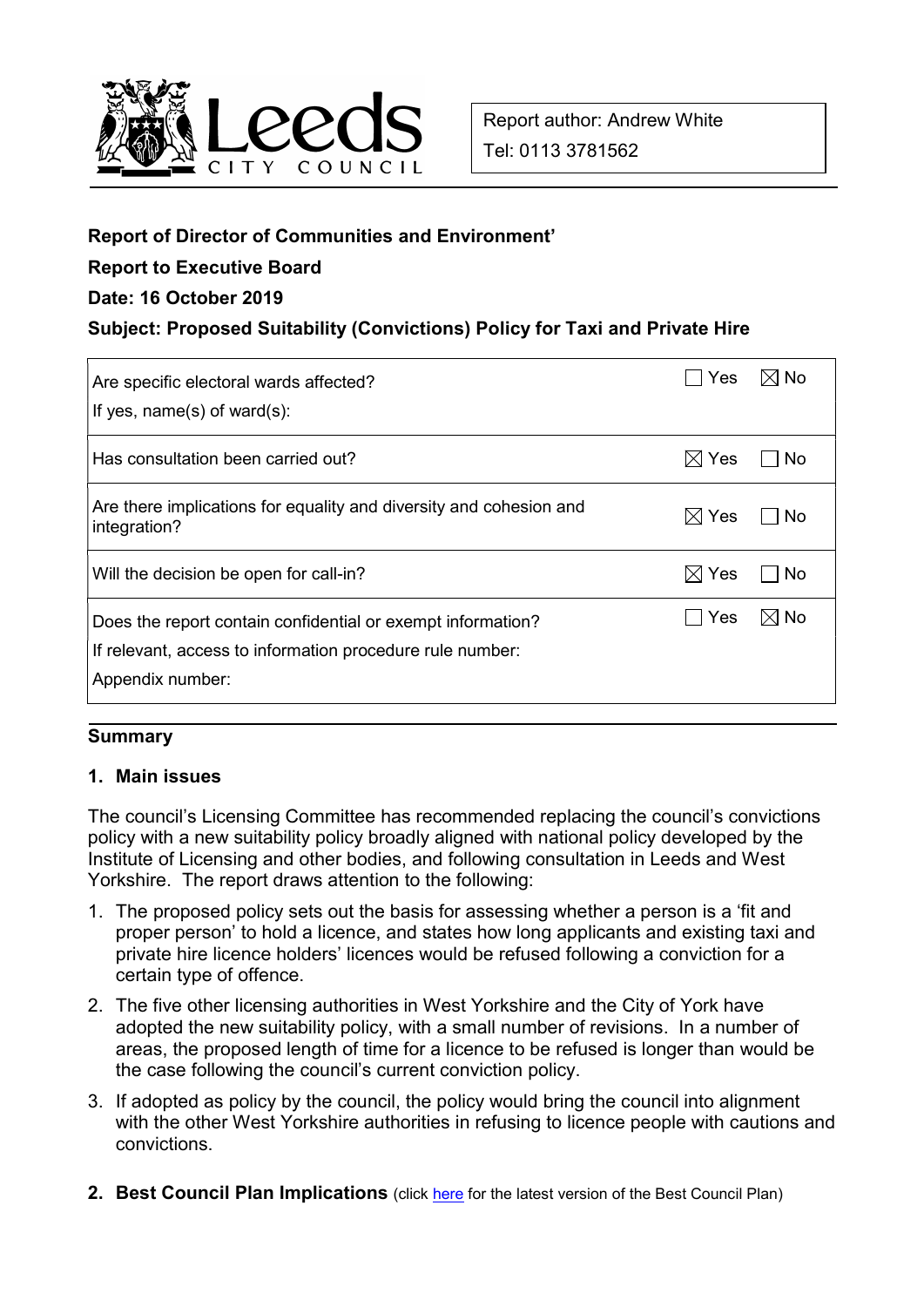Report author: Andrew White

Tel: 0113 3781562

**Report of Director of Communities and Environment'**

**Report to Executive Board**

**Date: 16 October 2019**

**Subject: Proposed Suitability (Convictions) Policy for Taxi and Private Hire**

| | |
|---|---|
| Are specific electoral wards affected?<br>If yes, name(s) of ward(s): | ☐ Yes ☒ No |
| Has consultation been carried out? | ☒ Yes ☐ No |
| Are there implications for equality and diversity and cohesion and integration? | ☒ Yes ☐ No |
| Will the decision be open for call-in? | ☒ Yes ☐ No |
| Does the report contain confidential or exempt information?<br>If relevant, access to information procedure rule number:<br>Appendix number: | ☐ Yes ☒ No |

## Summary

### 1. Main issues

The council's Licensing Committee has recommended replacing the council's convictions policy with a new suitability policy broadly aligned with national policy developed by the Institute of Licensing and other bodies, and following consultation in Leeds and West Yorkshire. The report draws attention to the following:

1. The proposed policy sets out the basis for assessing whether a person is a 'fit and proper person' to hold a licence, and states how long applicants and existing taxi and private hire licence holders' licences would be refused following a conviction for a certain type of offence.
2. The five other licensing authorities in West Yorkshire and the City of York have adopted the new suitability policy, with a small number of revisions. In a number of areas, the proposed length of time for a licence to be refused is longer than would be the case following the council's current conviction policy.
3. If adopted as policy by the council, the policy would bring the council into alignment with the other West Yorkshire authorities in refusing to licence people with cautions and convictions.

### 2. Best Council Plan Implications (click here for the latest version of the Best Council Plan)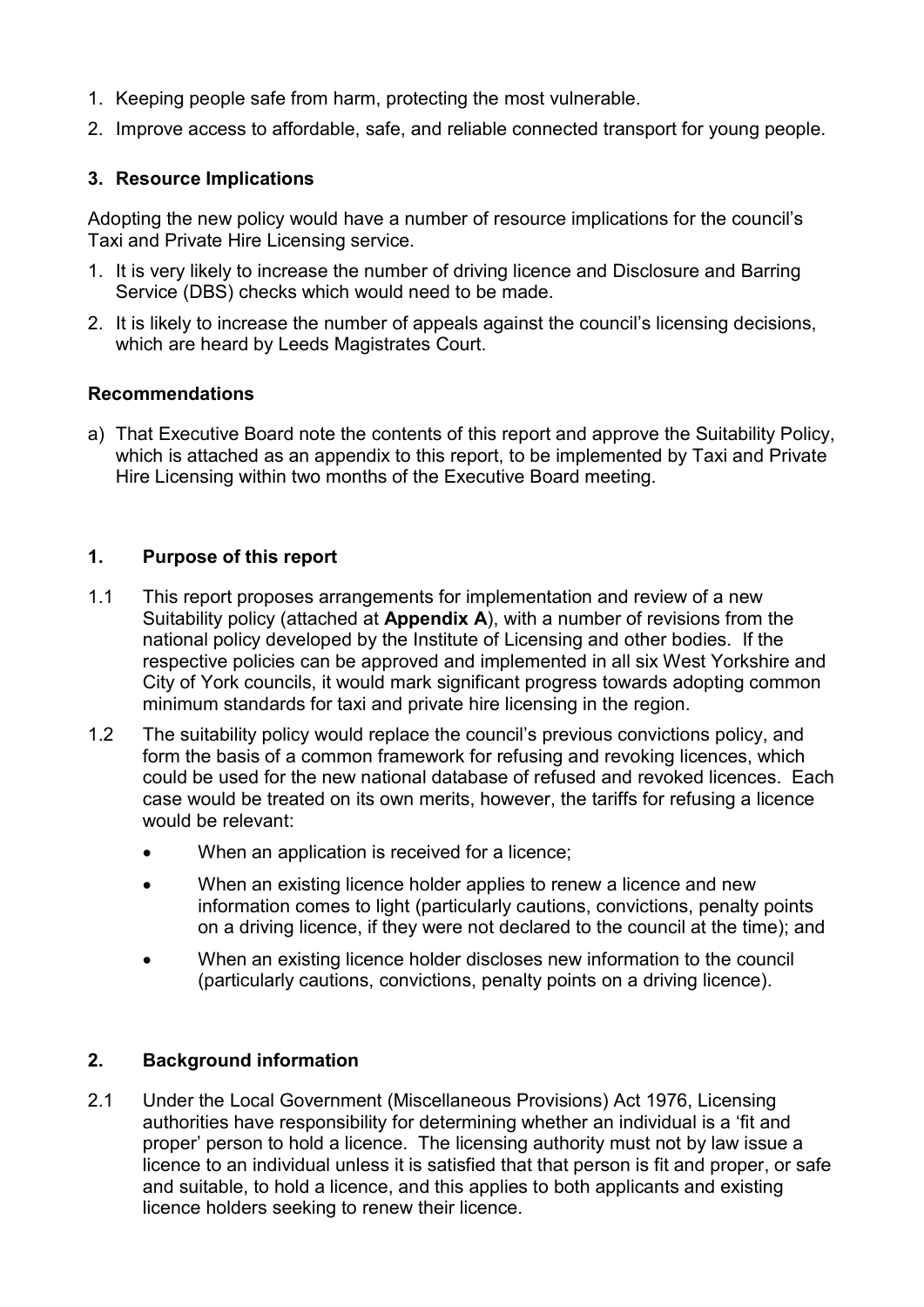1. Keeping people safe from harm, protecting the most vulnerable.
2. Improve access to affordable, safe, and reliable connected transport for young people.

### 3. Resource Implications

Adopting the new policy would have a number of resource implications for the council's Taxi and Private Hire Licensing service.

1. It is very likely to increase the number of driving licence and Disclosure and Barring Service (DBS) checks which would need to be made.
2. It is likely to increase the number of appeals against the council's licensing decisions, which are heard by Leeds Magistrates Court.

### Recommendations

a) That Executive Board note the contents of this report and approve the Suitability Policy, which is attached as an appendix to this report, to be implemented by Taxi and Private Hire Licensing within two months of the Executive Board meeting.

## 1. Purpose of this report

1.1 This report proposes arrangements for implementation and review of a new Suitability policy (attached at **Appendix A**), with a number of revisions from the national policy developed by the Institute of Licensing and other bodies. If the respective policies can be approved and implemented in all six West Yorkshire and City of York councils, it would mark significant progress towards adopting common minimum standards for taxi and private hire licensing in the region.

1.2 The suitability policy would replace the council's previous convictions policy, and form the basis of a common framework for refusing and revoking licences, which could be used for the new national database of refused and revoked licences. Each case would be treated on its own merits, however, the tariffs for refusing a licence would be relevant:

- When an application is received for a licence;
- When an existing licence holder applies to renew a licence and new information comes to light (particularly cautions, convictions, penalty points on a driving licence, if they were not declared to the council at the time); and
- When an existing licence holder discloses new information to the council (particularly cautions, convictions, penalty points on a driving licence).

## 2. Background information

2.1 Under the Local Government (Miscellaneous Provisions) Act 1976, Licensing authorities have responsibility for determining whether an individual is a 'fit and proper' person to hold a licence. The licensing authority must not by law issue a licence to an individual unless it is satisfied that that person is fit and proper, or safe and suitable, to hold a licence, and this applies to both applicants and existing licence holders seeking to renew their licence.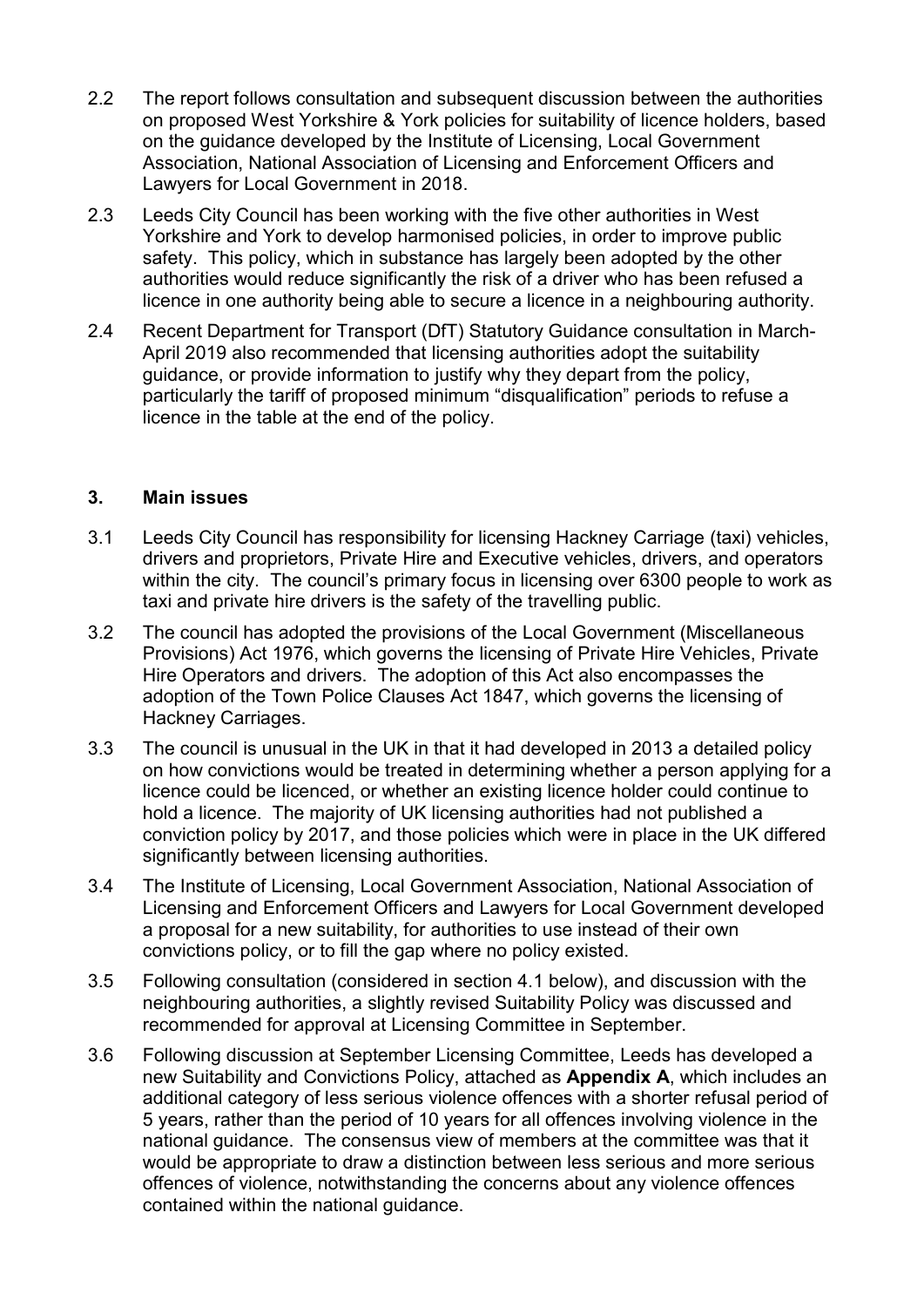2.2 The report follows consultation and subsequent discussion between the authorities on proposed West Yorkshire & York policies for suitability of licence holders, based on the guidance developed by the Institute of Licensing, Local Government Association, National Association of Licensing and Enforcement Officers and Lawyers for Local Government in 2018.

2.3 Leeds City Council has been working with the five other authorities in West Yorkshire and York to develop harmonised policies, in order to improve public safety. This policy, which in substance has largely been adopted by the other authorities would reduce significantly the risk of a driver who has been refused a licence in one authority being able to secure a licence in a neighbouring authority.

2.4 Recent Department for Transport (DfT) Statutory Guidance consultation in March-April 2019 also recommended that licensing authorities adopt the suitability guidance, or provide information to justify why they depart from the policy, particularly the tariff of proposed minimum "disqualification" periods to refuse a licence in the table at the end of the policy.

## 3. Main issues

3.1 Leeds City Council has responsibility for licensing Hackney Carriage (taxi) vehicles, drivers and proprietors, Private Hire and Executive vehicles, drivers, and operators within the city. The council's primary focus in licensing over 6300 people to work as taxi and private hire drivers is the safety of the travelling public.

3.2 The council has adopted the provisions of the Local Government (Miscellaneous Provisions) Act 1976, which governs the licensing of Private Hire Vehicles, Private Hire Operators and drivers. The adoption of this Act also encompasses the adoption of the Town Police Clauses Act 1847, which governs the licensing of Hackney Carriages.

3.3 The council is unusual in the UK in that it had developed in 2013 a detailed policy on how convictions would be treated in determining whether a person applying for a licence could be licenced, or whether an existing licence holder could continue to hold a licence. The majority of UK licensing authorities had not published a conviction policy by 2017, and those policies which were in place in the UK differed significantly between licensing authorities.

3.4 The Institute of Licensing, Local Government Association, National Association of Licensing and Enforcement Officers and Lawyers for Local Government developed a proposal for a new suitability, for authorities to use instead of their own convictions policy, or to fill the gap where no policy existed.

3.5 Following consultation (considered in section 4.1 below), and discussion with the neighbouring authorities, a slightly revised Suitability Policy was discussed and recommended for approval at Licensing Committee in September.

3.6 Following discussion at September Licensing Committee, Leeds has developed a new Suitability and Convictions Policy, attached as **Appendix A**, which includes an additional category of less serious violence offences with a shorter refusal period of 5 years, rather than the period of 10 years for all offences involving violence in the national guidance. The consensus view of members at the committee was that it would be appropriate to draw a distinction between less serious and more serious offences of violence, notwithstanding the concerns about any violence offences contained within the national guidance.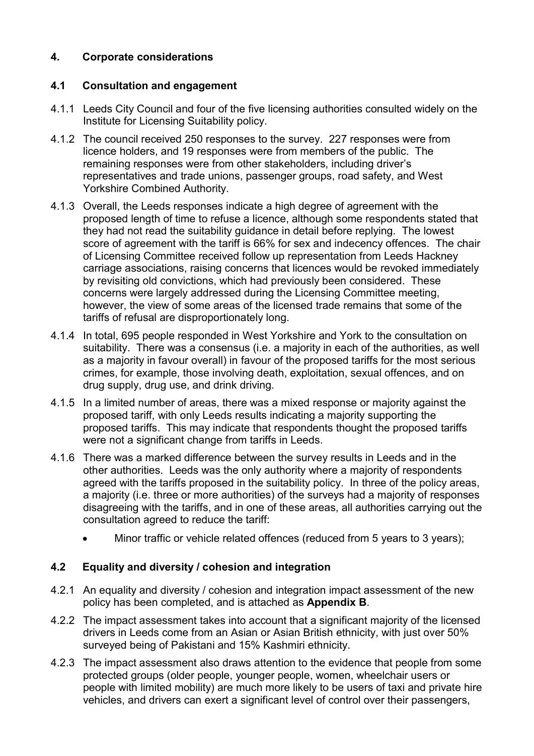## 4. Corporate considerations

### 4.1 Consultation and engagement

4.1.1 Leeds City Council and four of the five licensing authorities consulted widely on the Institute for Licensing Suitability policy.

4.1.2 The council received 250 responses to the survey. 227 responses were from licence holders, and 19 responses were from members of the public. The remaining responses were from other stakeholders, including driver's representatives and trade unions, passenger groups, road safety, and West Yorkshire Combined Authority.

4.1.3 Overall, the Leeds responses indicate a high degree of agreement with the proposed length of time to refuse a licence, although some respondents stated that they had not read the suitability guidance in detail before replying. The lowest score of agreement with the tariff is 66% for sex and indecency offences. The chair of Licensing Committee received follow up representation from Leeds Hackney carriage associations, raising concerns that licences would be revoked immediately by revisiting old convictions, which had previously been considered. These concerns were largely addressed during the Licensing Committee meeting, however, the view of some areas of the licensed trade remains that some of the tariffs of refusal are disproportionately long.

4.1.4 In total, 695 people responded in West Yorkshire and York to the consultation on suitability. There was a consensus (i.e. a majority in each of the authorities, as well as a majority in favour overall) in favour of the proposed tariffs for the most serious crimes, for example, those involving death, exploitation, sexual offences, and on drug supply, drug use, and drink driving.

4.1.5 In a limited number of areas, there was a mixed response or majority against the proposed tariff, with only Leeds results indicating a majority supporting the proposed tariffs. This may indicate that respondents thought the proposed tariffs were not a significant change from tariffs in Leeds.

4.1.6 There was a marked difference between the survey results in Leeds and in the other authorities. Leeds was the only authority where a majority of respondents agreed with the tariffs proposed in the suitability policy. In three of the policy areas, a majority (i.e. three or more authorities) of the surveys had a majority of responses disagreeing with the tariffs, and in one of these areas, all authorities carrying out the consultation agreed to reduce the tariff:

- Minor traffic or vehicle related offences (reduced from 5 years to 3 years);

### 4.2 Equality and diversity / cohesion and integration

4.2.1 An equality and diversity / cohesion and integration impact assessment of the new policy has been completed, and is attached as **Appendix B**.

4.2.2 The impact assessment takes into account that a significant majority of the licensed drivers in Leeds come from an Asian or Asian British ethnicity, with just over 50% surveyed being of Pakistani and 15% Kashmiri ethnicity.

4.2.3 The impact assessment also draws attention to the evidence that people from some protected groups (older people, younger people, women, wheelchair users or people with limited mobility) are much more likely to be users of taxi and private hire vehicles, and drivers can exert a significant level of control over their passengers,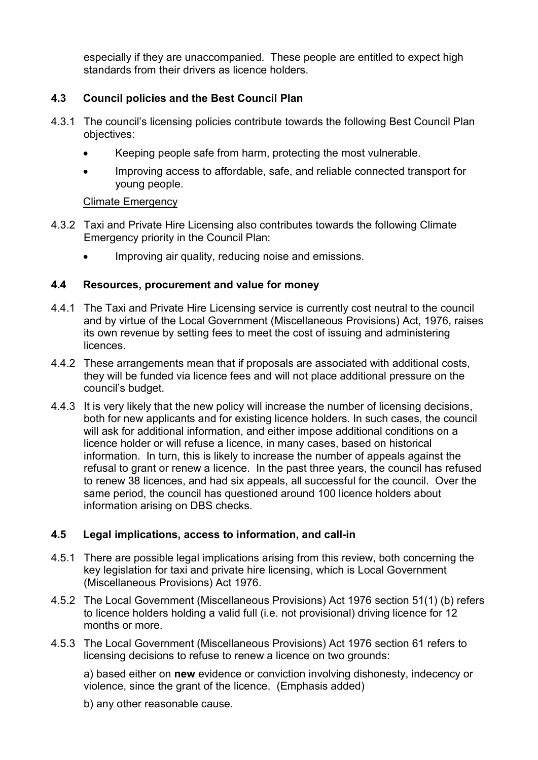especially if they are unaccompanied. These people are entitled to expect high standards from their drivers as licence holders.

## 4.3 Council policies and the Best Council Plan

4.3.1 The council's licensing policies contribute towards the following Best Council Plan objectives:

- Keeping people safe from harm, protecting the most vulnerable.
- Improving access to affordable, safe, and reliable connected transport for young people.

Climate Emergency

4.3.2 Taxi and Private Hire Licensing also contributes towards the following Climate Emergency priority in the Council Plan:

- Improving air quality, reducing noise and emissions.

## 4.4 Resources, procurement and value for money

4.4.1 The Taxi and Private Hire Licensing service is currently cost neutral to the council and by virtue of the Local Government (Miscellaneous Provisions) Act, 1976, raises its own revenue by setting fees to meet the cost of issuing and administering licences.

4.4.2 These arrangements mean that if proposals are associated with additional costs, they will be funded via licence fees and will not place additional pressure on the council's budget.

4.4.3 It is very likely that the new policy will increase the number of licensing decisions, both for new applicants and for existing licence holders. In such cases, the council will ask for additional information, and either impose additional conditions on a licence holder or will refuse a licence, in many cases, based on historical information. In turn, this is likely to increase the number of appeals against the refusal to grant or renew a licence. In the past three years, the council has refused to renew 38 licences, and had six appeals, all successful for the council. Over the same period, the council has questioned around 100 licence holders about information arising on DBS checks.

## 4.5 Legal implications, access to information, and call-in

4.5.1 There are possible legal implications arising from this review, both concerning the key legislation for taxi and private hire licensing, which is Local Government (Miscellaneous Provisions) Act 1976.

4.5.2 The Local Government (Miscellaneous Provisions) Act 1976 section 51(1) (b) refers to licence holders holding a valid full (i.e. not provisional) driving licence for 12 months or more.

4.5.3 The Local Government (Miscellaneous Provisions) Act 1976 section 61 refers to licensing decisions to refuse to renew a licence on two grounds:

a) based either on **new** evidence or conviction involving dishonesty, indecency or violence, since the grant of the licence. (Emphasis added)

b) any other reasonable cause.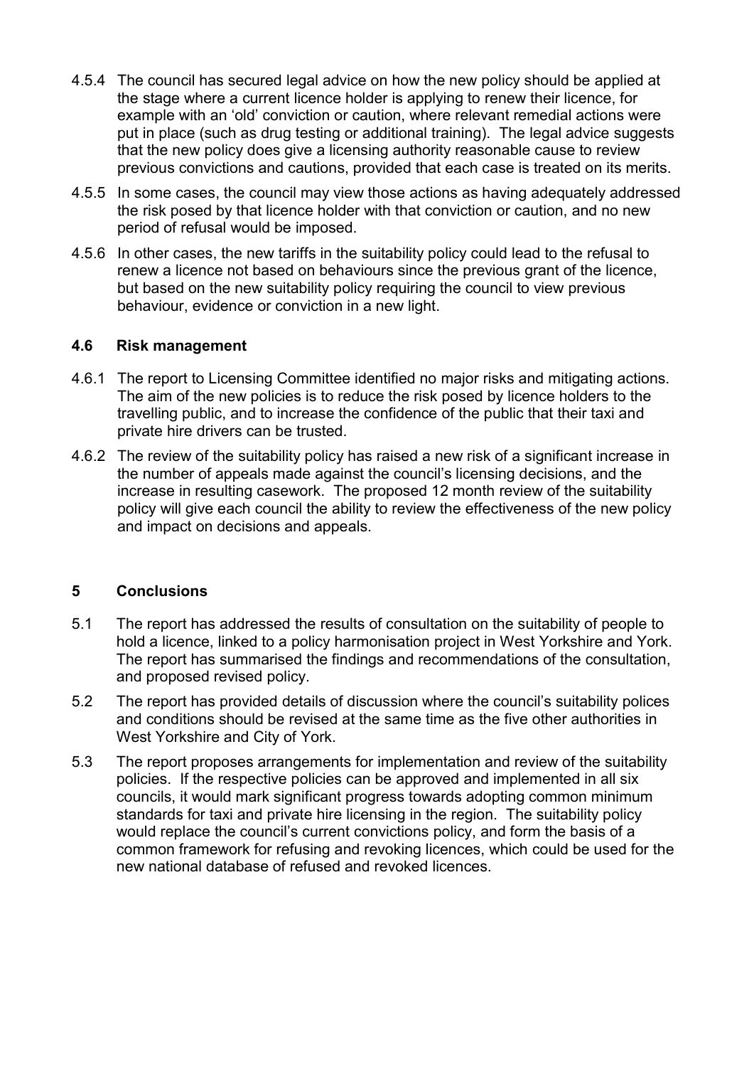4.5.4 The council has secured legal advice on how the new policy should be applied at the stage where a current licence holder is applying to renew their licence, for example with an 'old' conviction or caution, where relevant remedial actions were put in place (such as drug testing or additional training). The legal advice suggests that the new policy does give a licensing authority reasonable cause to review previous convictions and cautions, provided that each case is treated on its merits.

4.5.5 In some cases, the council may view those actions as having adequately addressed the risk posed by that licence holder with that conviction or caution, and no new period of refusal would be imposed.

4.5.6 In other cases, the new tariffs in the suitability policy could lead to the refusal to renew a licence not based on behaviours since the previous grant of the licence, but based on the new suitability policy requiring the council to view previous behaviour, evidence or conviction in a new light.

### 4.6 Risk management

4.6.1 The report to Licensing Committee identified no major risks and mitigating actions. The aim of the new policies is to reduce the risk posed by licence holders to the travelling public, and to increase the confidence of the public that their taxi and private hire drivers can be trusted.

4.6.2 The review of the suitability policy has raised a new risk of a significant increase in the number of appeals made against the council's licensing decisions, and the increase in resulting casework. The proposed 12 month review of the suitability policy will give each council the ability to review the effectiveness of the new policy and impact on decisions and appeals.

## 5 Conclusions

5.1 The report has addressed the results of consultation on the suitability of people to hold a licence, linked to a policy harmonisation project in West Yorkshire and York. The report has summarised the findings and recommendations of the consultation, and proposed revised policy.

5.2 The report has provided details of discussion where the council's suitability polices and conditions should be revised at the same time as the five other authorities in West Yorkshire and City of York.

5.3 The report proposes arrangements for implementation and review of the suitability policies. If the respective policies can be approved and implemented in all six councils, it would mark significant progress towards adopting common minimum standards for taxi and private hire licensing in the region. The suitability policy would replace the council's current convictions policy, and form the basis of a common framework for refusing and revoking licences, which could be used for the new national database of refused and revoked licences.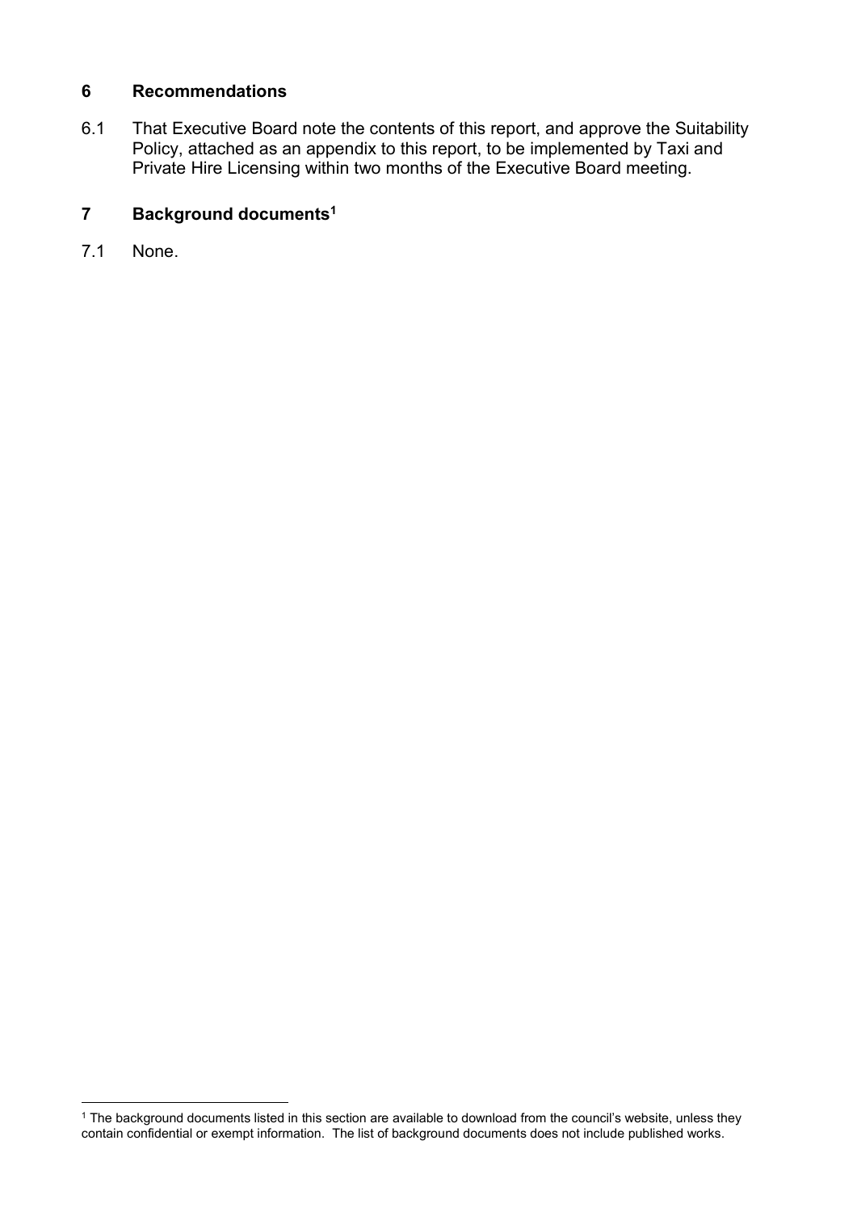## 6 Recommendations

6.1 That Executive Board note the contents of this report, and approve the Suitability Policy, attached as an appendix to this report, to be implemented by Taxi and Private Hire Licensing within two months of the Executive Board meeting.

## 7 Background documents[1]

7.1 None.

---

[1] The background documents listed in this section are available to download from the council's website, unless they contain confidential or exempt information. The list of background documents does not include published works.